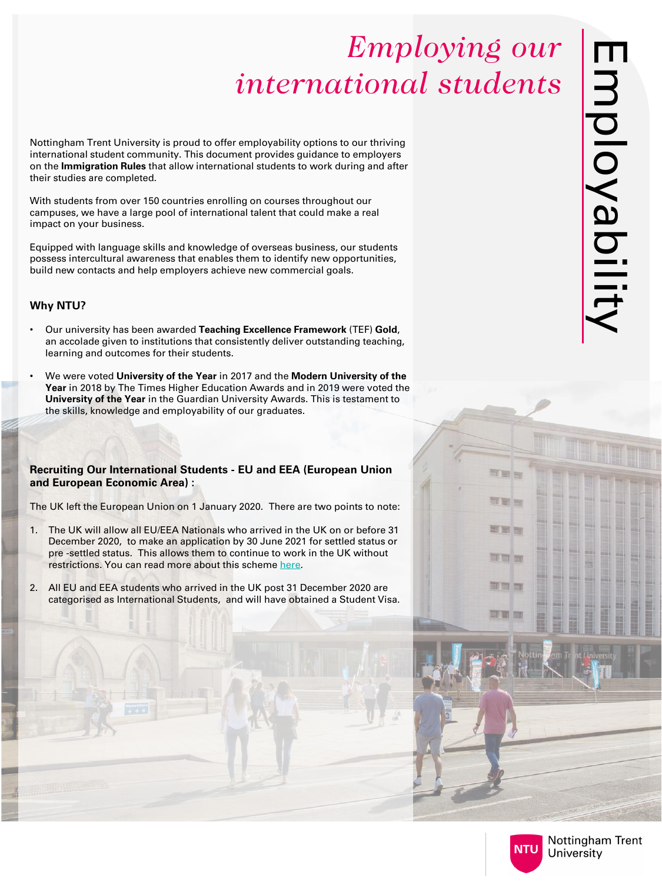# *Employing our international students*

Employability

Nottingham Trent University is proud to offer employability options to our thriving international student community. This document provides guidance to employers on the **Immigration Rules** that allow international students to work during and after their studies are completed.

With students from over 150 countries enrolling on courses throughout our campuses, we have a large pool of international talent that could make a real impact on your business.

Equipped with language skills and knowledge of overseas business, our students possess intercultural awareness that enables them to identify new opportunities, build new contacts and help employers achieve new commercial goals.

### Why NTU?

- Our university has been awarded **Teaching Excellence Framework** (TEF) **Gold**, an accolade given to institutions that consistently deliver outstanding teaching, learning and outcomes for their students.
- We were voted **University of the Year** in 2017 and the **Modern University of the Year** in 2018 by The Times Higher Education Awards and in 2019 were voted the **University of the Year** in the Guardian University Awards. This is testament to the skills, knowledge and employability of our graduates.

### Recruiting Our International Students - EU and EEA (European Union and European Economic Area) :

The UK left the European Union on 1 January 2020. There are two points to note:

1. The UK will allow all EU/EEA Nationals who arrived in the UK on or before 31 December 2020, to make an application by 30 June 2021 for settled status or pre -settled status. This allows them to continue to work in the UK without restrictions. You can read more about this scheme here.
2. All EU and EEA students who arrived in the UK post 31 December 2020 are categorised as International Students, and will have obtained a Student Visa.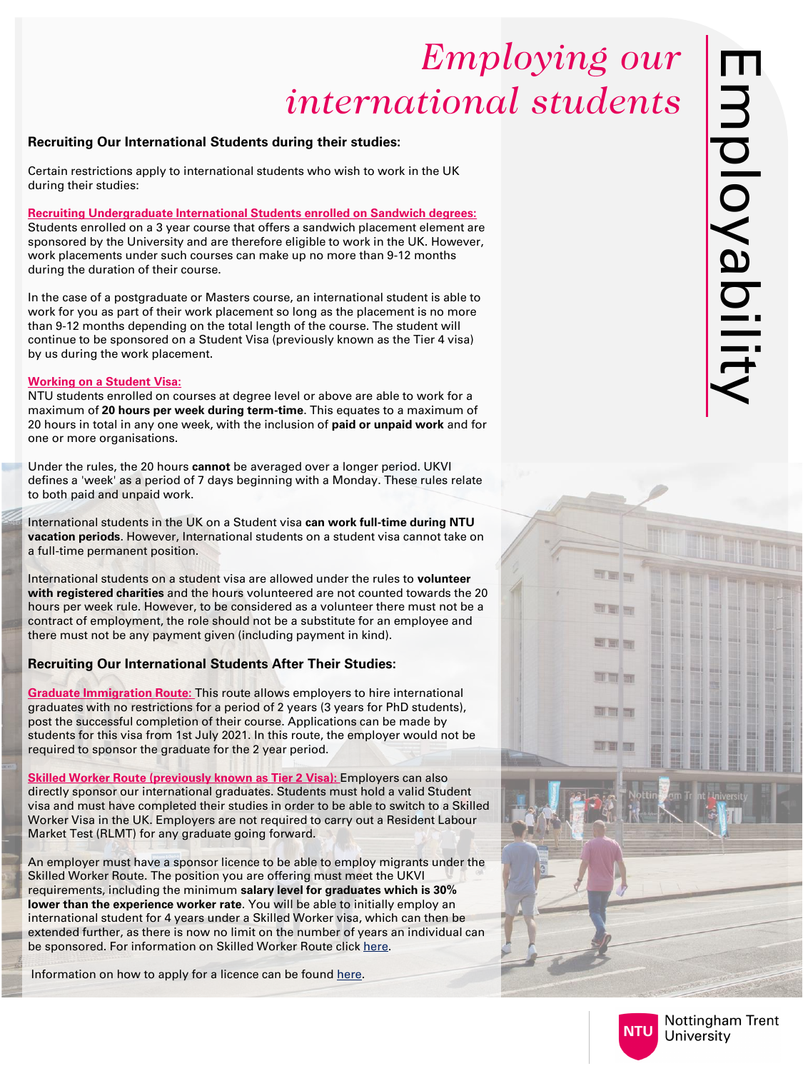Employability

# *Employing our international students*

### Recruiting Our International Students during their studies:

Certain restrictions apply to international students who wish to work in the UK during their studies:

**Recruiting Undergraduate International Students enrolled on Sandwich degrees:**
Students enrolled on a 3 year course that offers a sandwich placement element are sponsored by the University and are therefore eligible to work in the UK. However, work placements under such courses can make up no more than 9-12 months during the duration of their course.

In the case of a postgraduate or Masters course, an international student is able to work for you as part of their work placement so long as the placement is no more than 9-12 months depending on the total length of the course. The student will continue to be sponsored on a Student Visa (previously known as the Tier 4 visa) by us during the work placement.

**Working on a Student Visa:**
NTU students enrolled on courses at degree level or above are able to work for a maximum of **20 hours per week during term-time**. This equates to a maximum of 20 hours in total in any one week, with the inclusion of **paid or unpaid work** and for one or more organisations.

Under the rules, the 20 hours **cannot** be averaged over a longer period. UKVI defines a 'week' as a period of 7 days beginning with a Monday. These rules relate to both paid and unpaid work.

International students in the UK on a Student visa **can work full-time during NTU vacation periods**. However, International students on a student visa cannot take on a full-time permanent position.

International students on a student visa are allowed under the rules to **volunteer with registered charities** and the hours volunteered are not counted towards the 20 hours per week rule. However, to be considered as a volunteer there must not be a contract of employment, the role should not be a substitute for an employee and there must not be any payment given (including payment in kind).

### Recruiting Our International Students After Their Studies:

**Graduate Immigration Route:** This route allows employers to hire international graduates with no restrictions for a period of 2 years (3 years for PhD students), post the successful completion of their course. Applications can be made by students for this visa from 1st July 2021. In this route, the employer would not be required to sponsor the graduate for the 2 year period.

**Skilled Worker Route (previously known as Tier 2 Visa):** Employers can also directly sponsor our international graduates. Students must hold a valid Student visa and must have completed their studies in order to be able to switch to a Skilled Worker Visa in the UK. Employers are not required to carry out a Resident Labour Market Test (RLMT) for any graduate going forward.

An employer must have a sponsor licence to be able to employ migrants under the Skilled Worker Route. The position you are offering must meet the UKVI requirements, including the minimum **salary level for graduates which is 30% lower than the experience worker rate**. You will be able to initially employ an international student for 4 years under a Skilled Worker visa, which can then be extended further, as there is now no limit on the number of years an individual can be sponsored. For information on Skilled Worker Route click here.

Information on how to apply for a licence can be found here.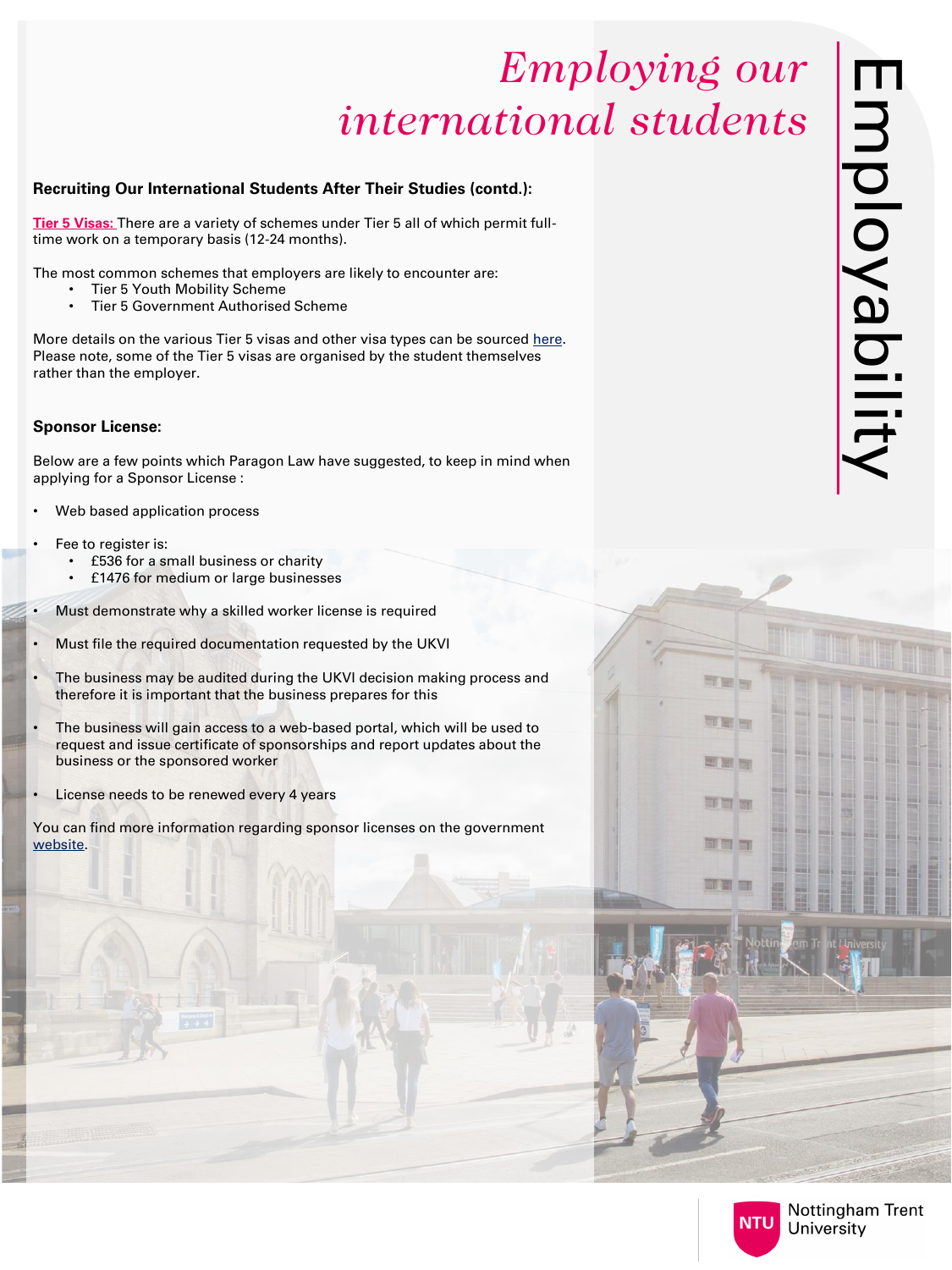# *Employing our international students*

**Recruiting Our International Students After Their Studies (contd.):**

**Tier 5 Visas:** There are a variety of schemes under Tier 5 all of which permit full-time work on a temporary basis (12-24 months).

The most common schemes that employers are likely to encounter are:

- Tier 5 Youth Mobility Scheme
- Tier 5 Government Authorised Scheme

More details on the various Tier 5 visas and other visa types can be sourced here. Please note, some of the Tier 5 visas are organised by the student themselves rather than the employer.

**Sponsor License:**

Below are a few points which Paragon Law have suggested, to keep in mind when applying for a Sponsor License :

- Web based application process
- Fee to register is:
  - £536 for a small business or charity
  - £1476 for medium or large businesses
- Must demonstrate why a skilled worker license is required
- Must file the required documentation requested by the UKVI
- The business may be audited during the UKVI decision making process and therefore it is important that the business prepares for this
- The business will gain access to a web-based portal, which will be used to request and issue certificate of sponsorships and report updates about the business or the sponsored worker
- License needs to be renewed every 4 years

You can find more information regarding sponsor licenses on the government website.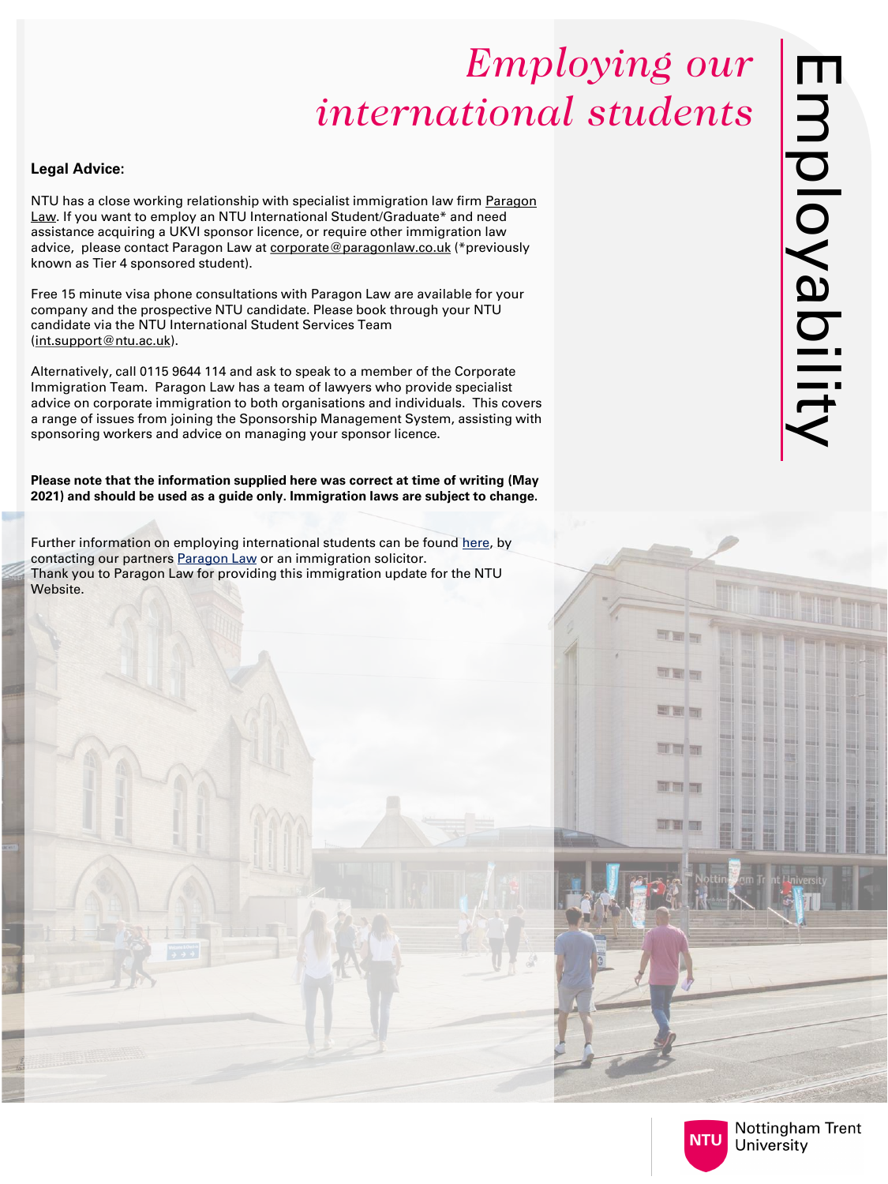# *Employing our international students*

**Legal Advice:**

NTU has a close working relationship with specialist immigration law firm Paragon Law. If you want to employ an NTU International Student/Graduate* and need assistance acquiring a UKVI sponsor licence, or require other immigration law advice, please contact Paragon Law at corporate@paragonlaw.co.uk (*previously known as Tier 4 sponsored student).

Free 15 minute visa phone consultations with Paragon Law are available for your company and the prospective NTU candidate. Please book through your NTU candidate via the NTU International Student Services Team (int.support@ntu.ac.uk).

Alternatively, call 0115 9644 114 and ask to speak to a member of the Corporate Immigration Team. Paragon Law has a team of lawyers who provide specialist advice on corporate immigration to both organisations and individuals. This covers a range of issues from joining the Sponsorship Management System, assisting with sponsoring workers and advice on managing your sponsor licence.

**Please note that the information supplied here was correct at time of writing (May 2021) and should be used as a guide only. Immigration laws are subject to change.**

Further information on employing international students can be found here, by contacting our partners Paragon Law or an immigration solicitor.
Thank you to Paragon Law for providing this immigration update for the NTU Website.